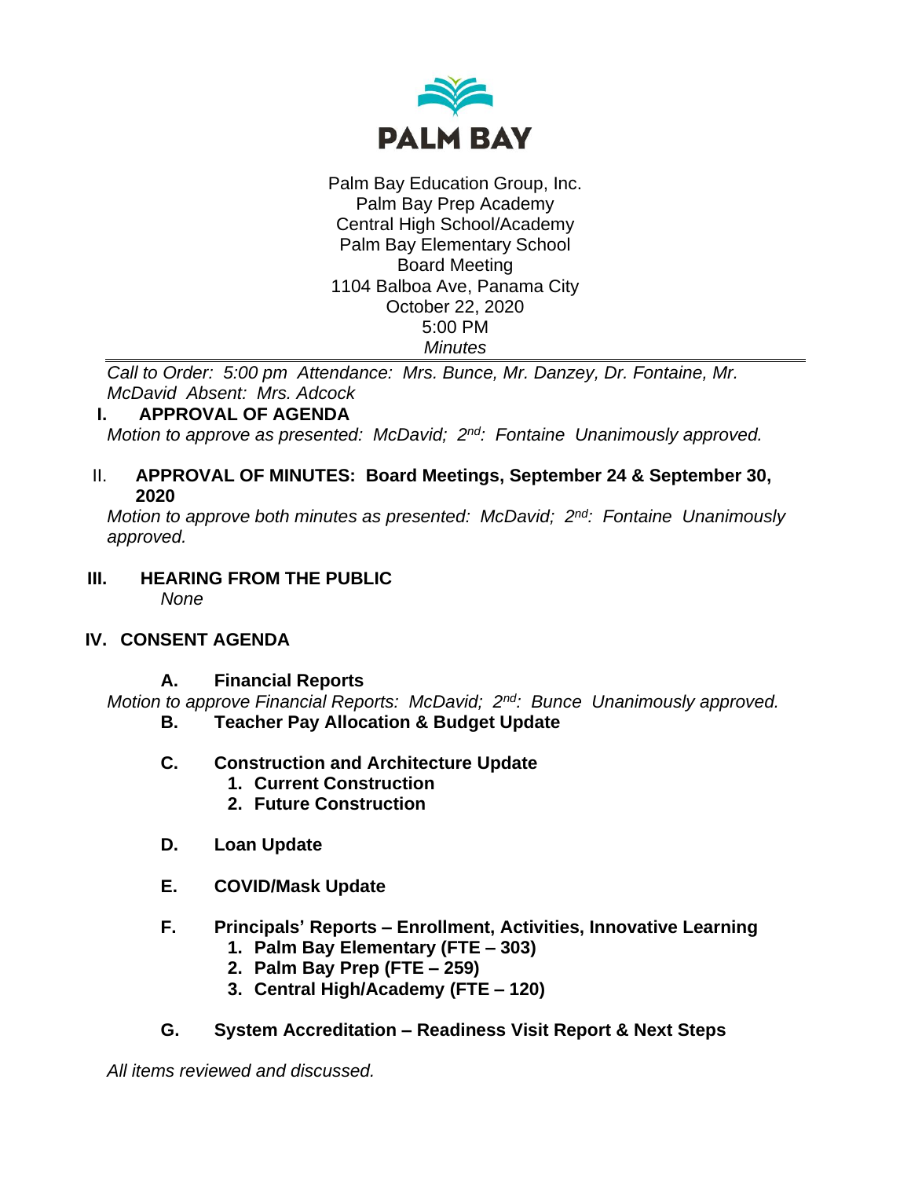**PALM BAY**

Palm Bay Education Group, Inc.
Palm Bay Prep Academy
Central High School/Academy
Palm Bay Elementary School
Board Meeting
1104 Balboa Ave, Panama City
October 22, 2020
5:00 PM
*Minutes*

---

*Call to Order: 5:00 pm Attendance: Mrs. Bunce, Mr. Danzey, Dr. Fontaine, Mr. McDavid Absent: Mrs. Adcock*

**I. APPROVAL OF AGENDA**

*Motion to approve as presented: McDavid; 2nd: Fontaine Unanimously approved.*

**II. APPROVAL OF MINUTES: Board Meetings, September 24 & September 30, 2020**

*Motion to approve both minutes as presented: McDavid; 2nd: Fontaine Unanimously approved.*

**III. HEARING FROM THE PUBLIC**

*None*

**IV. CONSENT AGENDA**

**A. Financial Reports**

*Motion to approve Financial Reports: McDavid; 2nd: Bunce Unanimously approved.*

**B. Teacher Pay Allocation & Budget Update**

**C. Construction and Architecture Update**

1. **Current Construction**
2. **Future Construction**

**D. Loan Update**

**E. COVID/Mask Update**

**F. Principals' Reports – Enrollment, Activities, Innovative Learning**

1. **Palm Bay Elementary (FTE – 303)**
2. **Palm Bay Prep (FTE – 259)**
3. **Central High/Academy (FTE – 120)**

**G. System Accreditation – Readiness Visit Report & Next Steps**

*All items reviewed and discussed.*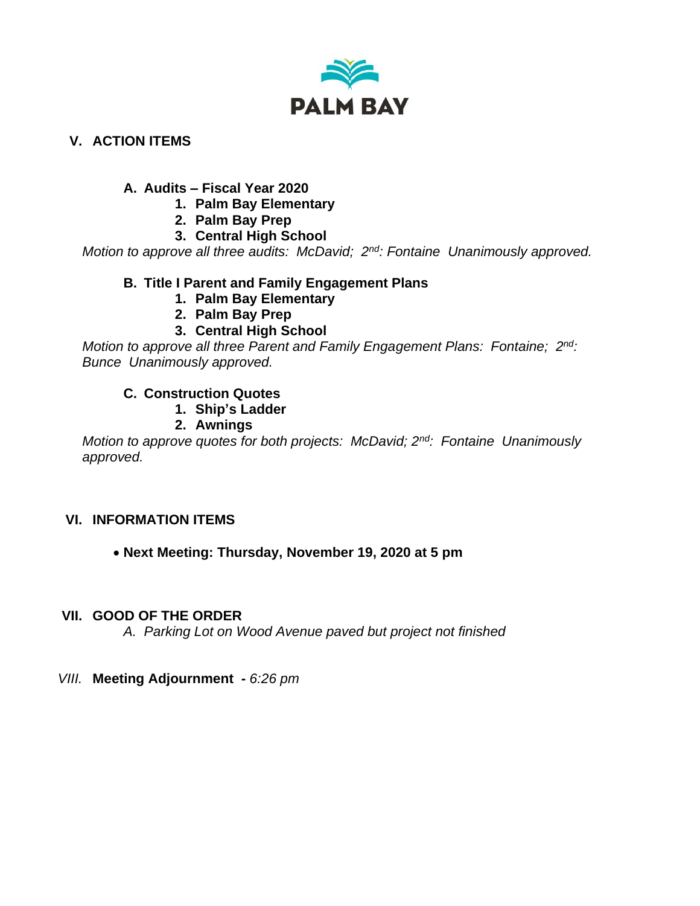PALM BAY

## V. ACTION ITEMS

### A. Audits – Fiscal Year 2020

1. **Palm Bay Elementary**
2. **Palm Bay Prep**
3. **Central High School**

*Motion to approve all three audits: McDavid; 2nd: Fontaine Unanimously approved.*

### B. Title I Parent and Family Engagement Plans

1. **Palm Bay Elementary**
2. **Palm Bay Prep**
3. **Central High School**

*Motion to approve all three Parent and Family Engagement Plans: Fontaine; 2nd: Bunce Unanimously approved.*

### C. Construction Quotes

1. **Ship's Ladder**
2. **Awnings**

*Motion to approve quotes for both projects: McDavid; 2nd: Fontaine Unanimously approved.*

## VI. INFORMATION ITEMS

- **Next Meeting: Thursday, November 19, 2020 at 5 pm**

## VII. GOOD OF THE ORDER

*A. Parking Lot on Wood Avenue paved but project not finished*

*VIII.* **Meeting Adjournment -** *6:26 pm*